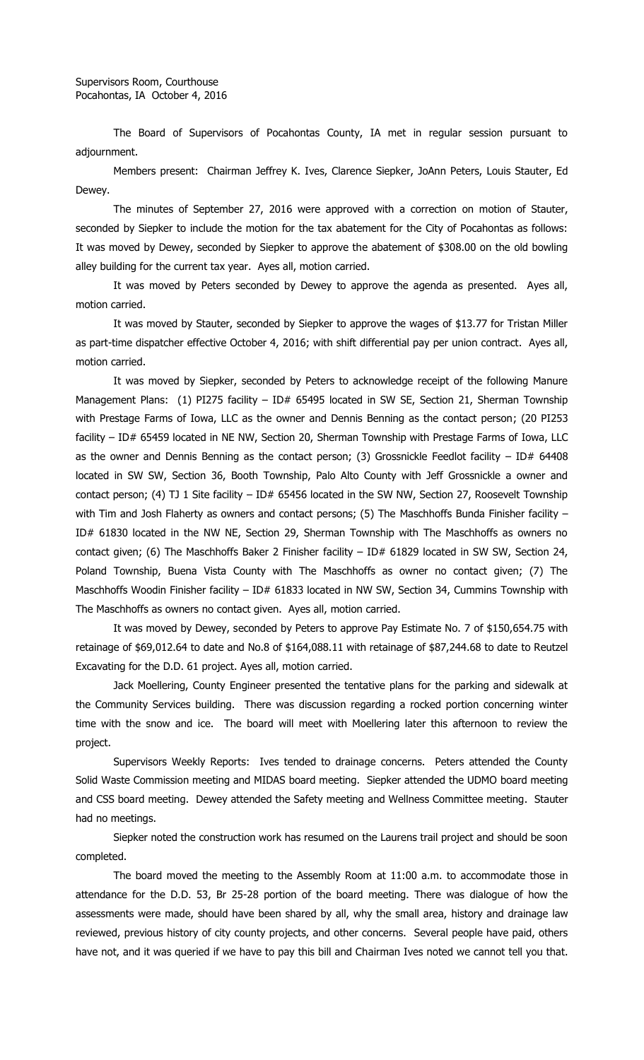Supervisors Room, Courthouse
Pocahontas, IA October 4, 2016

The Board of Supervisors of Pocahontas County, IA met in regular session pursuant to adjournment.

Members present: Chairman Jeffrey K. Ives, Clarence Siepker, JoAnn Peters, Louis Stauter, Ed Dewey.

The minutes of September 27, 2016 were approved with a correction on motion of Stauter, seconded by Siepker to include the motion for the tax abatement for the City of Pocahontas as follows: It was moved by Dewey, seconded by Siepker to approve the abatement of $308.00 on the old bowling alley building for the current tax year. Ayes all, motion carried.

It was moved by Peters seconded by Dewey to approve the agenda as presented. Ayes all, motion carried.

It was moved by Stauter, seconded by Siepker to approve the wages of $13.77 for Tristan Miller as part-time dispatcher effective October 4, 2016; with shift differential pay per union contract. Ayes all, motion carried.

It was moved by Siepker, seconded by Peters to acknowledge receipt of the following Manure Management Plans: (1) PI275 facility – ID# 65495 located in SW SE, Section 21, Sherman Township with Prestage Farms of Iowa, LLC as the owner and Dennis Benning as the contact person; (20 PI253 facility – ID# 65459 located in NE NW, Section 20, Sherman Township with Prestage Farms of Iowa, LLC as the owner and Dennis Benning as the contact person; (3) Grossnickle Feedlot facility – ID# 64408 located in SW SW, Section 36, Booth Township, Palo Alto County with Jeff Grossnickle a owner and contact person; (4) TJ 1 Site facility – ID# 65456 located in the SW NW, Section 27, Roosevelt Township with Tim and Josh Flaherty as owners and contact persons; (5) The Maschhoffs Bunda Finisher facility – ID# 61830 located in the NW NE, Section 29, Sherman Township with The Maschhoffs as owners no contact given; (6) The Maschhoffs Baker 2 Finisher facility – ID# 61829 located in SW SW, Section 24, Poland Township, Buena Vista County with The Maschhoffs as owner no contact given; (7) The Maschhoffs Woodin Finisher facility – ID# 61833 located in NW SW, Section 34, Cummins Township with The Maschhoffs as owners no contact given. Ayes all, motion carried.

It was moved by Dewey, seconded by Peters to approve Pay Estimate No. 7 of $150,654.75 with retainage of $69,012.64 to date and No.8 of $164,088.11 with retainage of $87,244.68 to date to Reutzel Excavating for the D.D. 61 project. Ayes all, motion carried.

Jack Moellering, County Engineer presented the tentative plans for the parking and sidewalk at the Community Services building. There was discussion regarding a rocked portion concerning winter time with the snow and ice. The board will meet with Moellering later this afternoon to review the project.

Supervisors Weekly Reports: Ives tended to drainage concerns. Peters attended the County Solid Waste Commission meeting and MIDAS board meeting. Siepker attended the UDMO board meeting and CSS board meeting. Dewey attended the Safety meeting and Wellness Committee meeting. Stauter had no meetings.

Siepker noted the construction work has resumed on the Laurens trail project and should be soon completed.

The board moved the meeting to the Assembly Room at 11:00 a.m. to accommodate those in attendance for the D.D. 53, Br 25-28 portion of the board meeting. There was dialogue of how the assessments were made, should have been shared by all, why the small area, history and drainage law reviewed, previous history of city county projects, and other concerns. Several people have paid, others have not, and it was queried if we have to pay this bill and Chairman Ives noted we cannot tell you that.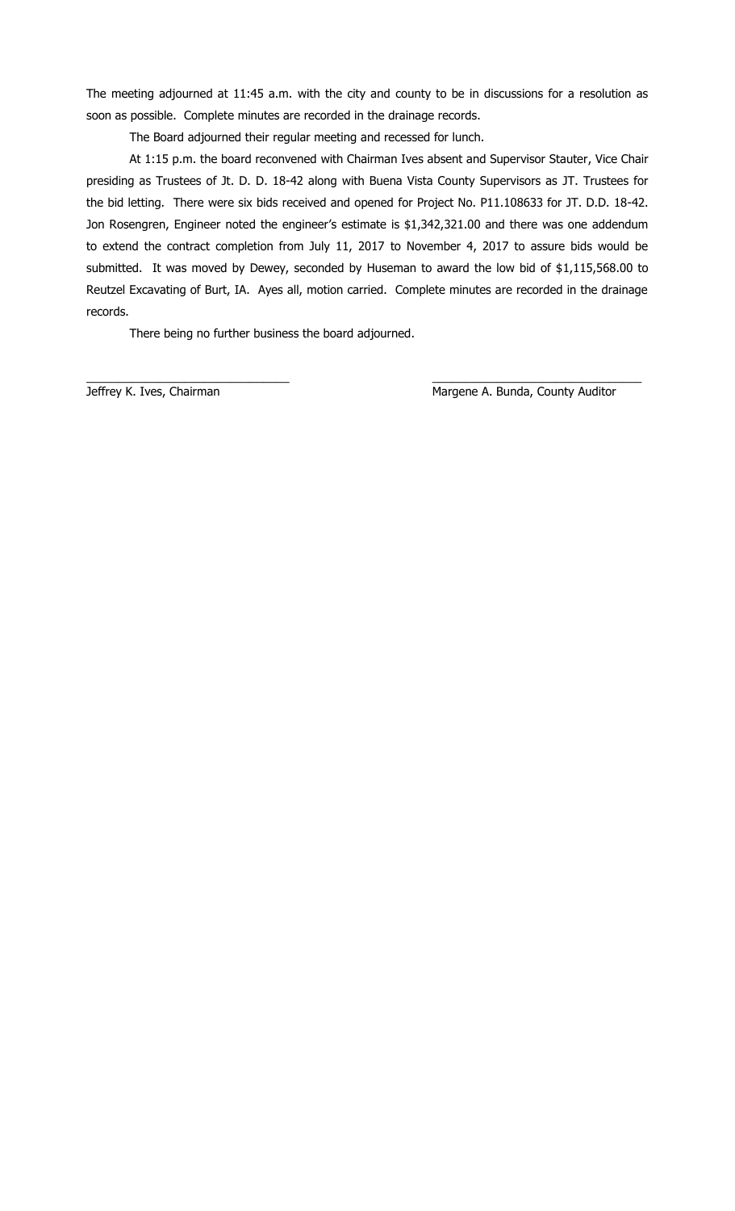The meeting adjourned at 11:45 a.m. with the city and county to be in discussions for a resolution as soon as possible. Complete minutes are recorded in the drainage records.

The Board adjourned their regular meeting and recessed for lunch.

At 1:15 p.m. the board reconvened with Chairman Ives absent and Supervisor Stauter, Vice Chair presiding as Trustees of Jt. D. D. 18-42 along with Buena Vista County Supervisors as JT. Trustees for the bid letting. There were six bids received and opened for Project No. P11.108633 for JT. D.D. 18-42. Jon Rosengren, Engineer noted the engineer's estimate is $1,342,321.00 and there was one addendum to extend the contract completion from July 11, 2017 to November 4, 2017 to assure bids would be submitted. It was moved by Dewey, seconded by Huseman to award the low bid of $1,115,568.00 to Reutzel Excavating of Burt, IA. Ayes all, motion carried. Complete minutes are recorded in the drainage records.

There being no further business the board adjourned.

\_\_\_\_\_\_\_\_\_\_\_\_\_\_\_\_\_\_\_\_\_\_\_\_\_\_\_\_\_\_
Jeffrey K. Ives, Chairman

\_\_\_\_\_\_\_\_\_\_\_\_\_\_\_\_\_\_\_\_\_\_\_\_\_\_\_\_\_\_
Margene A. Bunda, County Auditor